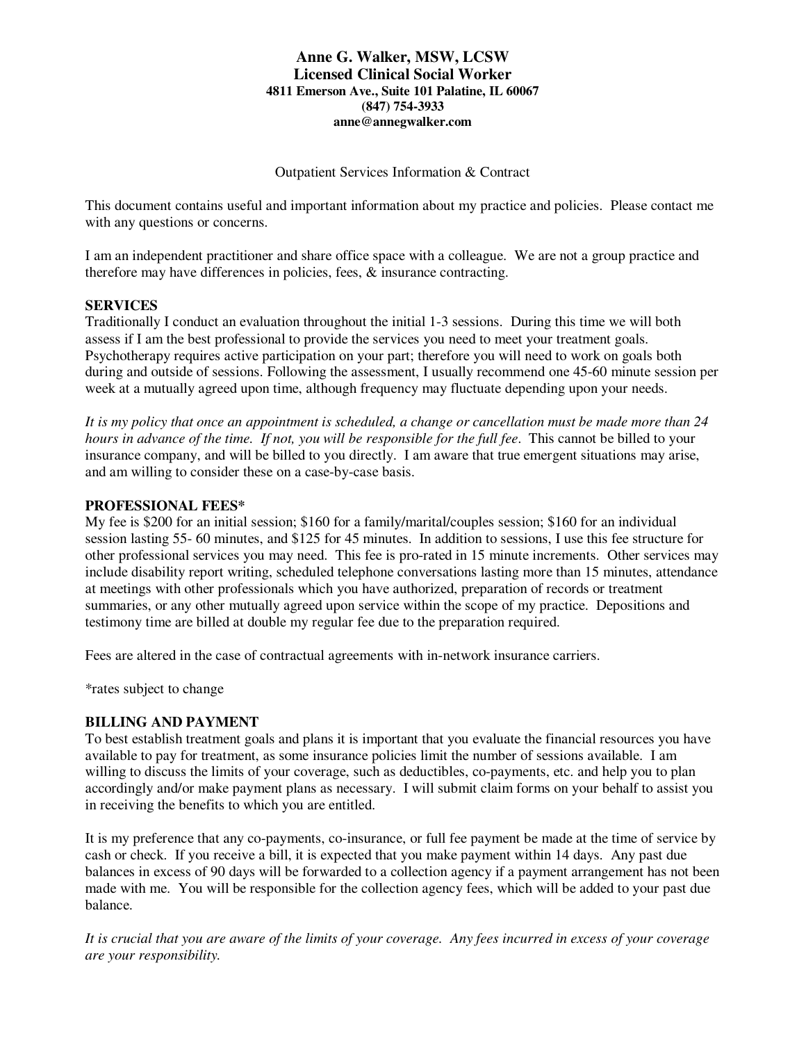**Anne G. Walker, MSW, LCSW**
**Licensed Clinical Social Worker**
**4811 Emerson Ave., Suite 101 Palatine, IL 60067**
**(847) 754-3933**
**anne@annegwalker.com**

Outpatient Services Information & Contract

This document contains useful and important information about my practice and policies. Please contact me with any questions or concerns.

I am an independent practitioner and share office space with a colleague. We are not a group practice and therefore may have differences in policies, fees, & insurance contracting.

## SERVICES

Traditionally I conduct an evaluation throughout the initial 1-3 sessions. During this time we will both assess if I am the best professional to provide the services you need to meet your treatment goals. Psychotherapy requires active participation on your part; therefore you will need to work on goals both during and outside of sessions. Following the assessment, I usually recommend one 45-60 minute session per week at a mutually agreed upon time, although frequency may fluctuate depending upon your needs.

*It is my policy that once an appointment is scheduled, a change or cancellation must be made more than 24 hours in advance of the time. If not, you will be responsible for the full fee.* This cannot be billed to your insurance company, and will be billed to you directly. I am aware that true emergent situations may arise, and am willing to consider these on a case-by-case basis.

## PROFESSIONAL FEES*

My fee is $200 for an initial session; $160 for a family/marital/couples session; $160 for an individual session lasting 55- 60 minutes, and $125 for 45 minutes. In addition to sessions, I use this fee structure for other professional services you may need. This fee is pro-rated in 15 minute increments. Other services may include disability report writing, scheduled telephone conversations lasting more than 15 minutes, attendance at meetings with other professionals which you have authorized, preparation of records or treatment summaries, or any other mutually agreed upon service within the scope of my practice. Depositions and testimony time are billed at double my regular fee due to the preparation required.

Fees are altered in the case of contractual agreements with in-network insurance carriers.

*rates subject to change

## BILLING AND PAYMENT

To best establish treatment goals and plans it is important that you evaluate the financial resources you have available to pay for treatment, as some insurance policies limit the number of sessions available. I am willing to discuss the limits of your coverage, such as deductibles, co-payments, etc. and help you to plan accordingly and/or make payment plans as necessary. I will submit claim forms on your behalf to assist you in receiving the benefits to which you are entitled.

It is my preference that any co-payments, co-insurance, or full fee payment be made at the time of service by cash or check. If you receive a bill, it is expected that you make payment within 14 days. Any past due balances in excess of 90 days will be forwarded to a collection agency if a payment arrangement has not been made with me. You will be responsible for the collection agency fees, which will be added to your past due balance.

*It is crucial that you are aware of the limits of your coverage. Any fees incurred in excess of your coverage are your responsibility.*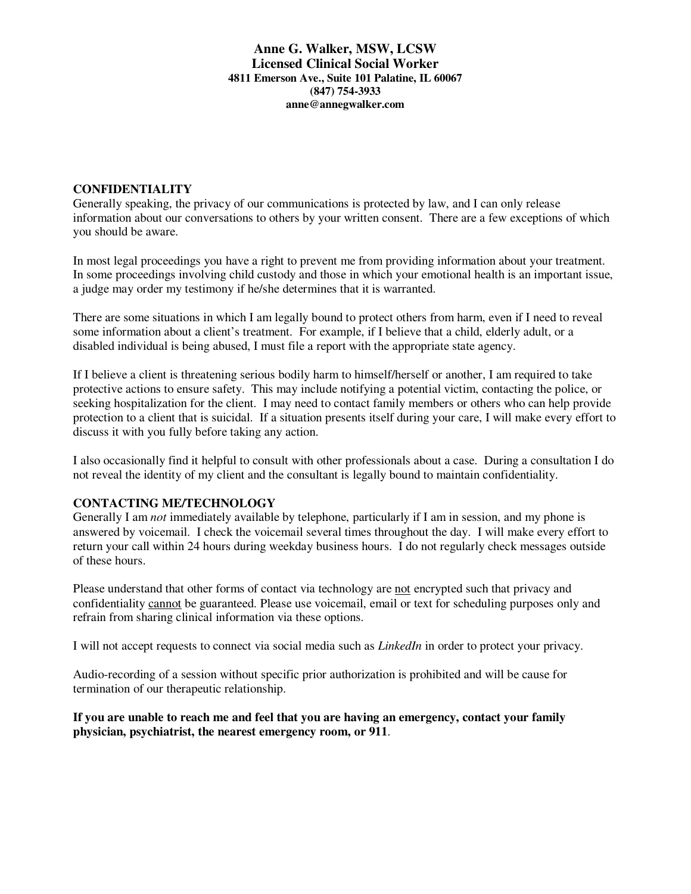**Anne G. Walker, MSW, LCSW**
**Licensed Clinical Social Worker**
**4811 Emerson Ave., Suite 101 Palatine, IL 60067**
**(847) 754-3933**
**anne@annegwalker.com**

## CONFIDENTIALITY

Generally speaking, the privacy of our communications is protected by law, and I can only release information about our conversations to others by your written consent. There are a few exceptions of which you should be aware.

In most legal proceedings you have a right to prevent me from providing information about your treatment. In some proceedings involving child custody and those in which your emotional health is an important issue, a judge may order my testimony if he/she determines that it is warranted.

There are some situations in which I am legally bound to protect others from harm, even if I need to reveal some information about a client's treatment. For example, if I believe that a child, elderly adult, or a disabled individual is being abused, I must file a report with the appropriate state agency.

If I believe a client is threatening serious bodily harm to himself/herself or another, I am required to take protective actions to ensure safety. This may include notifying a potential victim, contacting the police, or seeking hospitalization for the client. I may need to contact family members or others who can help provide protection to a client that is suicidal. If a situation presents itself during your care, I will make every effort to discuss it with you fully before taking any action.

I also occasionally find it helpful to consult with other professionals about a case. During a consultation I do not reveal the identity of my client and the consultant is legally bound to maintain confidentiality.

## CONTACTING ME/TECHNOLOGY

Generally I am *not* immediately available by telephone, particularly if I am in session, and my phone is answered by voicemail. I check the voicemail several times throughout the day. I will make every effort to return your call within 24 hours during weekday business hours. I do not regularly check messages outside of these hours.

Please understand that other forms of contact via technology are <u>not</u> encrypted such that privacy and confidentiality <u>cannot</u> be guaranteed. Please use voicemail, email or text for scheduling purposes only and refrain from sharing clinical information via these options.

I will not accept requests to connect via social media such as *LinkedIn* in order to protect your privacy.

Audio-recording of a session without specific prior authorization is prohibited and will be cause for termination of our therapeutic relationship.

**If you are unable to reach me and feel that you are having an emergency, contact your family physician, psychiatrist, the nearest emergency room, or 911**.